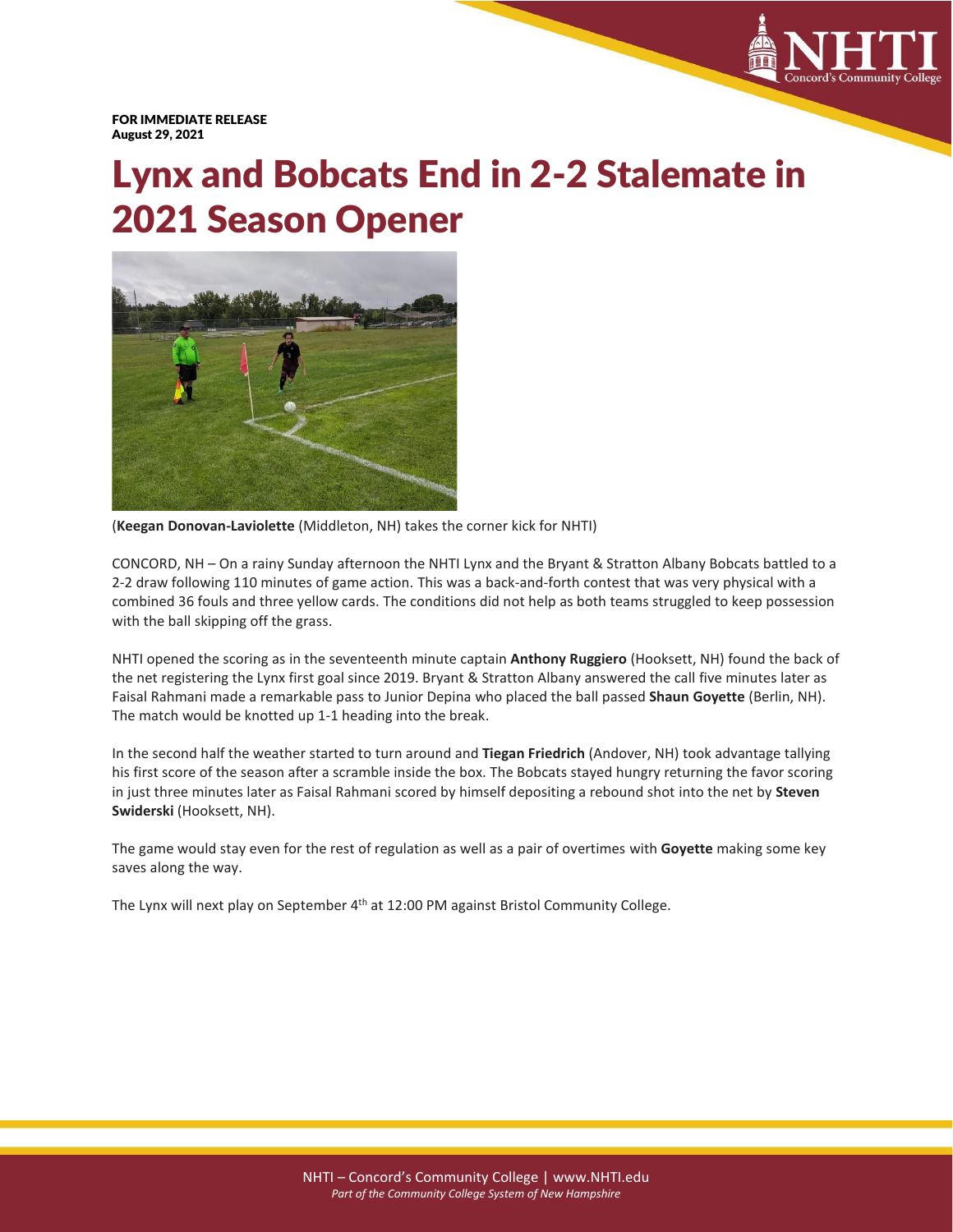**FOR IMMEDIATE RELEASE**
**August 29, 2021**

# Lynx and Bobcats End in 2-2 Stalemate in 2021 Season Opener

(**Keegan Donovan-Laviolette** (Middleton, NH) takes the corner kick for NHTI)

CONCORD, NH – On a rainy Sunday afternoon the NHTI Lynx and the Bryant & Stratton Albany Bobcats battled to a 2-2 draw following 110 minutes of game action. This was a back-and-forth contest that was very physical with a combined 36 fouls and three yellow cards. The conditions did not help as both teams struggled to keep possession with the ball skipping off the grass.

NHTI opened the scoring as in the seventeenth minute captain **Anthony Ruggiero** (Hooksett, NH) found the back of the net registering the Lynx first goal since 2019. Bryant & Stratton Albany answered the call five minutes later as Faisal Rahmani made a remarkable pass to Junior Depina who placed the ball passed **Shaun Goyette** (Berlin, NH). The match would be knotted up 1-1 heading into the break.

In the second half the weather started to turn around and **Tiegan Friedrich** (Andover, NH) took advantage tallying his first score of the season after a scramble inside the box. The Bobcats stayed hungry returning the favor scoring in just three minutes later as Faisal Rahmani scored by himself depositing a rebound shot into the net by **Steven Swiderski** (Hooksett, NH).

The game would stay even for the rest of regulation as well as a pair of overtimes with **Goyette** making some key saves along the way.

The Lynx will next play on September 4th at 12:00 PM against Bristol Community College.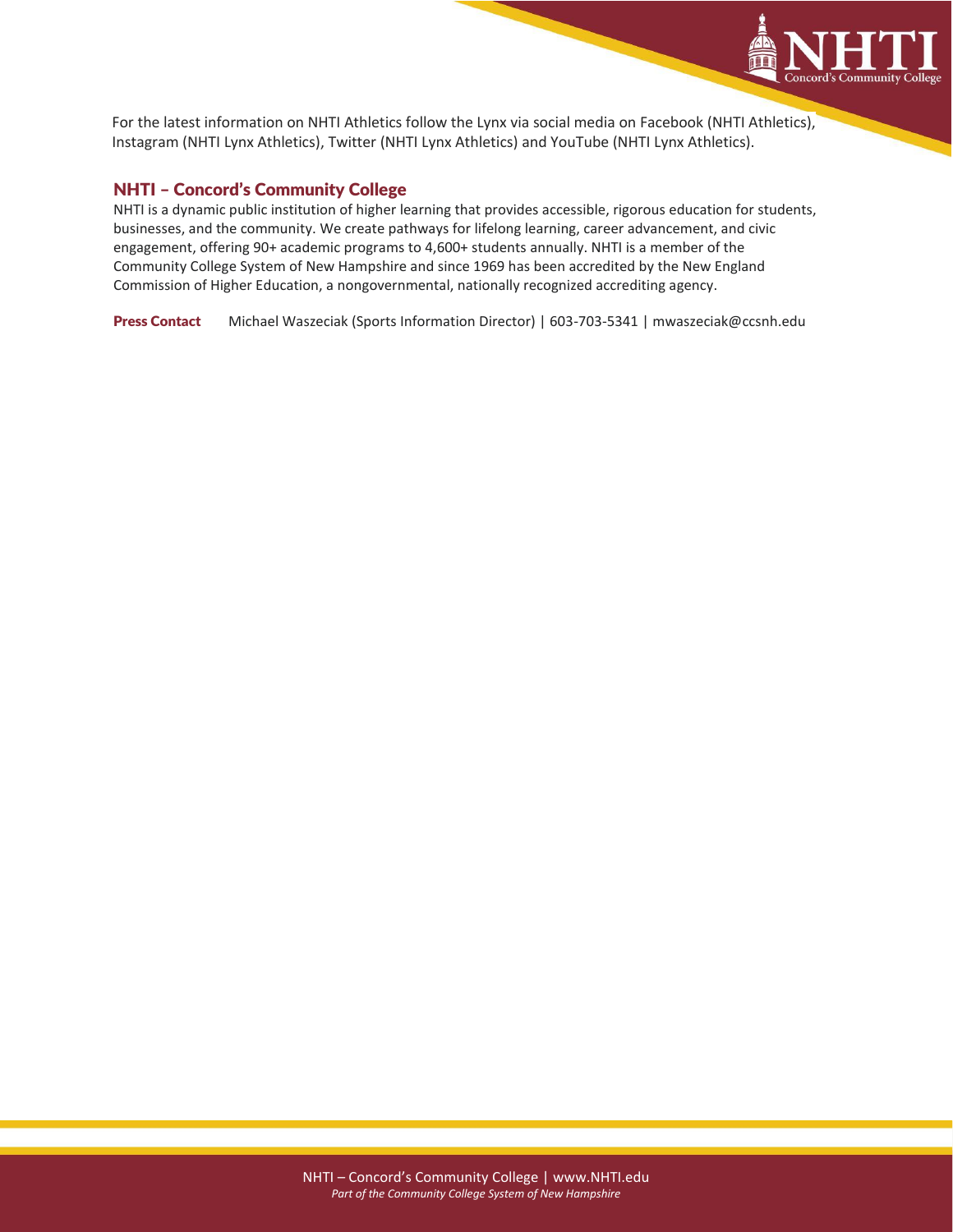For the latest information on NHTI Athletics follow the Lynx via social media on Facebook (NHTI Athletics), Instagram (NHTI Lynx Athletics), Twitter (NHTI Lynx Athletics) and YouTube (NHTI Lynx Athletics).

## NHTI – Concord's Community College

NHTI is a dynamic public institution of higher learning that provides accessible, rigorous education for students, businesses, and the community. We create pathways for lifelong learning, career advancement, and civic engagement, offering 90+ academic programs to 4,600+ students annually. NHTI is a member of the Community College System of New Hampshire and since 1969 has been accredited by the New England Commission of Higher Education, a nongovernmental, nationally recognized accrediting agency.

**Press Contact** Michael Waszeciak (Sports Information Director) | 603-703-5341 | mwaszeciak@ccsnh.edu